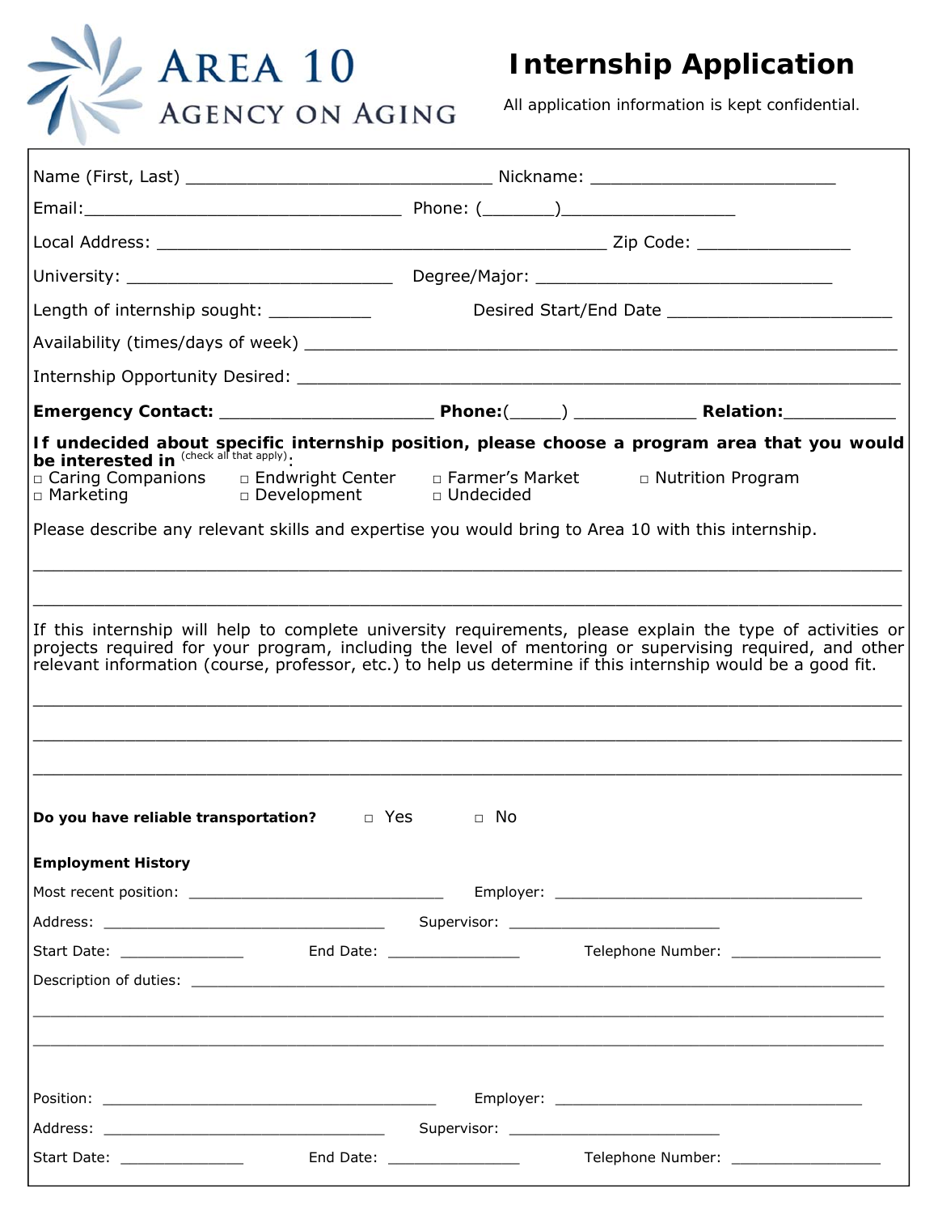# Area 10 Agency on Aging

## Internship Application

All application information is kept confidential.

Name (First, Last) ________________________________ Nickname: __________________________

Email:__________________________________ Phone: (_______)__________________

Local Address: ________________________________________________ Zip Code: ________________

University: ____________________________ Degree/Major: _______________________________

Length of internship sought: ___________ Desired Start/End Date ________________________

Availability (times/days of week) ______________________________________________________________

Internship Opportunity Desired: _________________________________________________________________

**Emergency Contact:** ______________________ **Phone:**(_____) ____________ **Relation:**___________

**If undecided about specific internship position, please choose a program area that you would be interested in** (check all that apply):

- □ Caring Companions
- □ Endwright Center
- □ Farmer's Market
- □ Nutrition Program
- □ Marketing
- □ Development
- □ Undecided

Please describe any relevant skills and expertise you would bring to Area 10 with this internship.

_____________________________________________________________________________________________

_____________________________________________________________________________________________

If this internship will help to complete university requirements, please explain the type of activities or projects required for your program, including the level of mentoring or supervising required, and other relevant information (course, professor, etc.) to help us determine if this internship would be a good fit.

_____________________________________________________________________________________________

_____________________________________________________________________________________________

_____________________________________________________________________________________________

**Do you have reliable transportation?** □ Yes □ No

**Employment History**

Most recent position: _____________________________ Employer: ___________________________________

Address: ________________________________ Supervisor: ________________________

Start Date: ______________ End Date: _______________ Telephone Number: _________________

Description of duties: _______________________________________________________________________

_____________________________________________________________________________________________

_____________________________________________________________________________________________

Position: ______________________________________ Employer: ___________________________________

Address: ________________________________ Supervisor: ________________________

Start Date: ______________ End Date: _______________ Telephone Number: _________________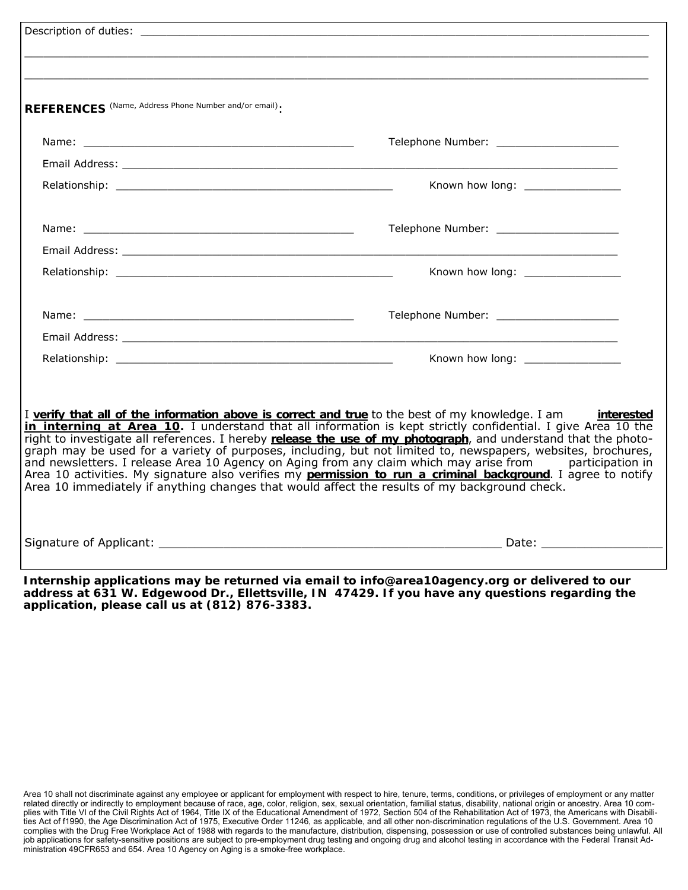Description of duties: ______________________________________________________________________________

______________________________________________________________________________

______________________________________________________________________________

**REFERENCES** (Name, Address Phone Number and/or email):

Name: ____________________________________ Telephone Number: __________________

Email Address: ______________________________________________________________________

Relationship: ____________________________________ Known how long: ______________

Name: ____________________________________ Telephone Number: __________________

Email Address: ______________________________________________________________________

Relationship: ____________________________________ Known how long: ______________

Name: ____________________________________ Telephone Number: __________________

Email Address: ______________________________________________________________________

Relationship: ____________________________________ Known how long: ______________

I **verify that all of the information above is correct and true** to the best of my knowledge. I am **interested in interning at Area 10.** I understand that all information is kept strictly confidential. I give Area 10 the right to investigate all references. I hereby **release the use of my photograph**, and understand that the photograph may be used for a variety of purposes, including, but not limited to, newspapers, websites, brochures, and newsletters. I release Area 10 Agency on Aging from any claim which may arise from participation in Area 10 activities. My signature also verifies my **permission to run a criminal background**. I agree to notify Area 10 immediately if anything changes that would affect the results of my background check.

Signature of Applicant: ____________________________________________ Date: _______________

**Internship applications may be returned via email to info@area10agency.org or delivered to our address at 631 W. Edgewood Dr., Ellettsville, IN 47429. If you have any questions regarding the application, please call us at (812) 876-3383.**

Area 10 shall not discriminate against any employee or applicant for employment with respect to hire, tenure, terms, conditions, or privileges of employment or any matter related directly or indirectly to employment because of race, age, color, religion, sex, sexual orientation, familial status, disability, national origin or ancestry. Area 10 complies with Title VI of the Civil Rights Act of 1964, Title IX of the Educational Amendment of 1972, Section 504 of the Rehabilitation Act of 1973, the Americans with Disabilities Act of f1990, the Age Discrimination Act of 1975, Executive Order 11246, as applicable, and all other non-discrimination regulations of the U.S. Government. Area 10 complies with the Drug Free Workplace Act of 1988 with regards to the manufacture, distribution, dispensing, possession or use of controlled substances being unlawful. All job applications for safety-sensitive positions are subject to pre-employment drug testing and ongoing drug and alcohol testing in accordance with the Federal Transit Administration 49CFR653 and 654. Area 10 Agency on Aging is a smoke-free workplace.